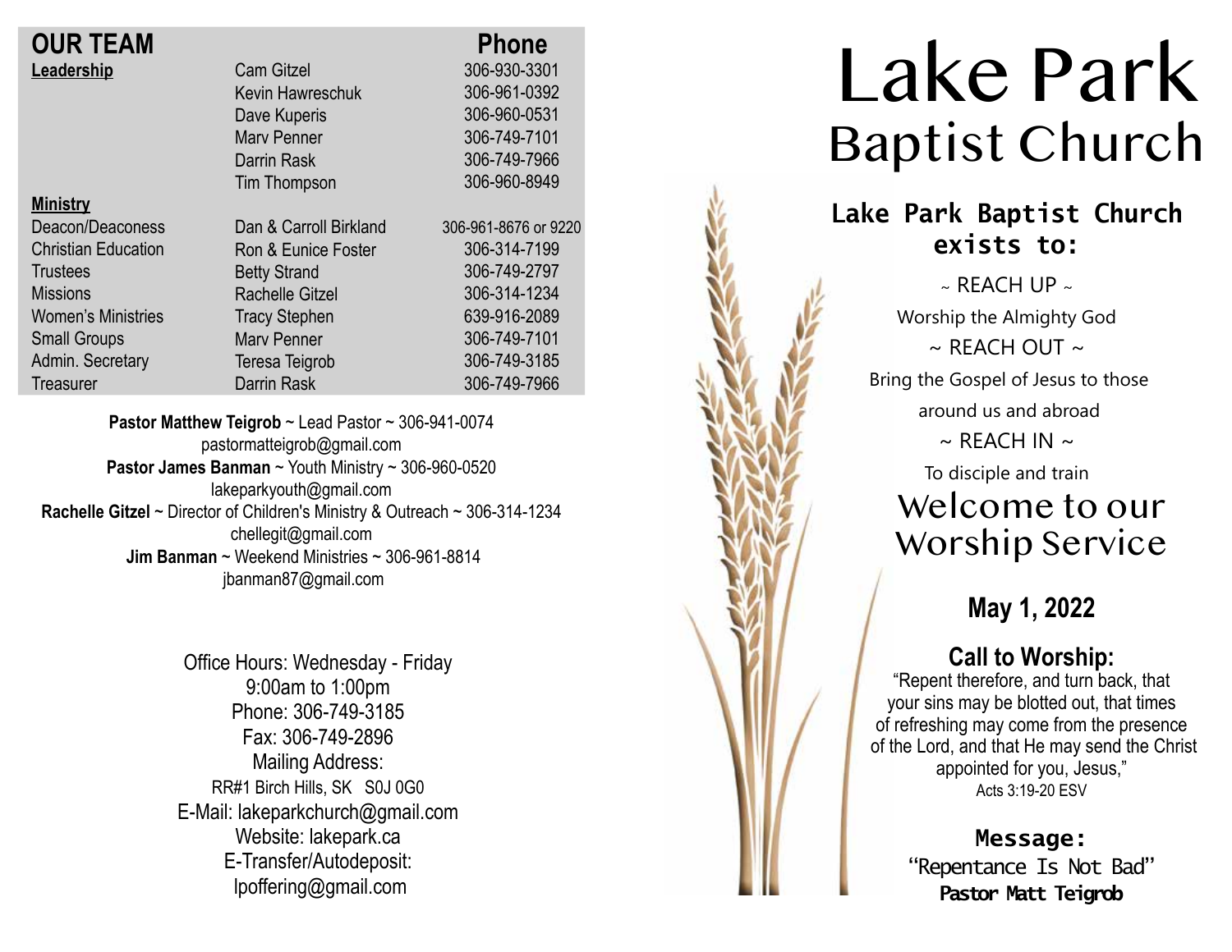## OUR TEAM

| | | Phone |
|---|---|---|
| **Leadership** | Cam Gitzel | 306-930-3301 |
| | Kevin Hawreschuk | 306-961-0392 |
| | Dave Kuperis | 306-960-0531 |
| | Marv Penner | 306-749-7101 |
| | Darrin Rask | 306-749-7966 |
| | Tim Thompson | 306-960-8949 |
| **Ministry** | | |
| Deacon/Deaconess | Dan & Carroll Birkland | 306-961-8676 or 9220 |
| Christian Education | Ron & Eunice Foster | 306-314-7199 |
| Trustees | Betty Strand | 306-749-2797 |
| Missions | Rachelle Gitzel | 306-314-1234 |
| Women's Ministries | Tracy Stephen | 639-916-2089 |
| Small Groups | Marv Penner | 306-749-7101 |
| Admin. Secretary | Teresa Teigrob | 306-749-3185 |
| Treasurer | Darrin Rask | 306-749-7966 |

**Pastor Matthew Teigrob** ~ Lead Pastor ~ 306-941-0074
pastormatteigrob@gmail.com
**Pastor James Banman** ~ Youth Ministry ~ 306-960-0520
lakeparkyouth@gmail.com
**Rachelle Gitzel** ~ Director of Children's Ministry & Outreach ~ 306-314-1234
chellegit@gmail.com
**Jim Banman** ~ Weekend Ministries ~ 306-961-8814
jbanman87@gmail.com

Office Hours: Wednesday - Friday
9:00am to 1:00pm
Phone: 306-749-3185
Fax: 306-749-2896
Mailing Address:
RR#1 Birch Hills, SK S0J 0G0
E-Mail: lakeparkchurch@gmail.com
Website: lakepark.ca
E-Transfer/Autodeposit:
lpoffering@gmail.com

# Lake Park
## Baptist Church

### Lake Park Baptist Church exists to:

~ REACH UP ~
Worship the Almighty God
~ REACH OUT ~
Bring the Gospel of Jesus to those around us and abroad
~ REACH IN ~
To disciple and train

## Welcome to our Worship Service

### May 1, 2022

### Call to Worship:

"Repent therefore, and turn back, that your sins may be blotted out, that times of refreshing may come from the presence of the Lord, and that He may send the Christ appointed for you, Jesus,"
Acts 3:19-20 ESV

### Message:

"Repentance Is Not Bad"
**Pastor Matt Teigrob**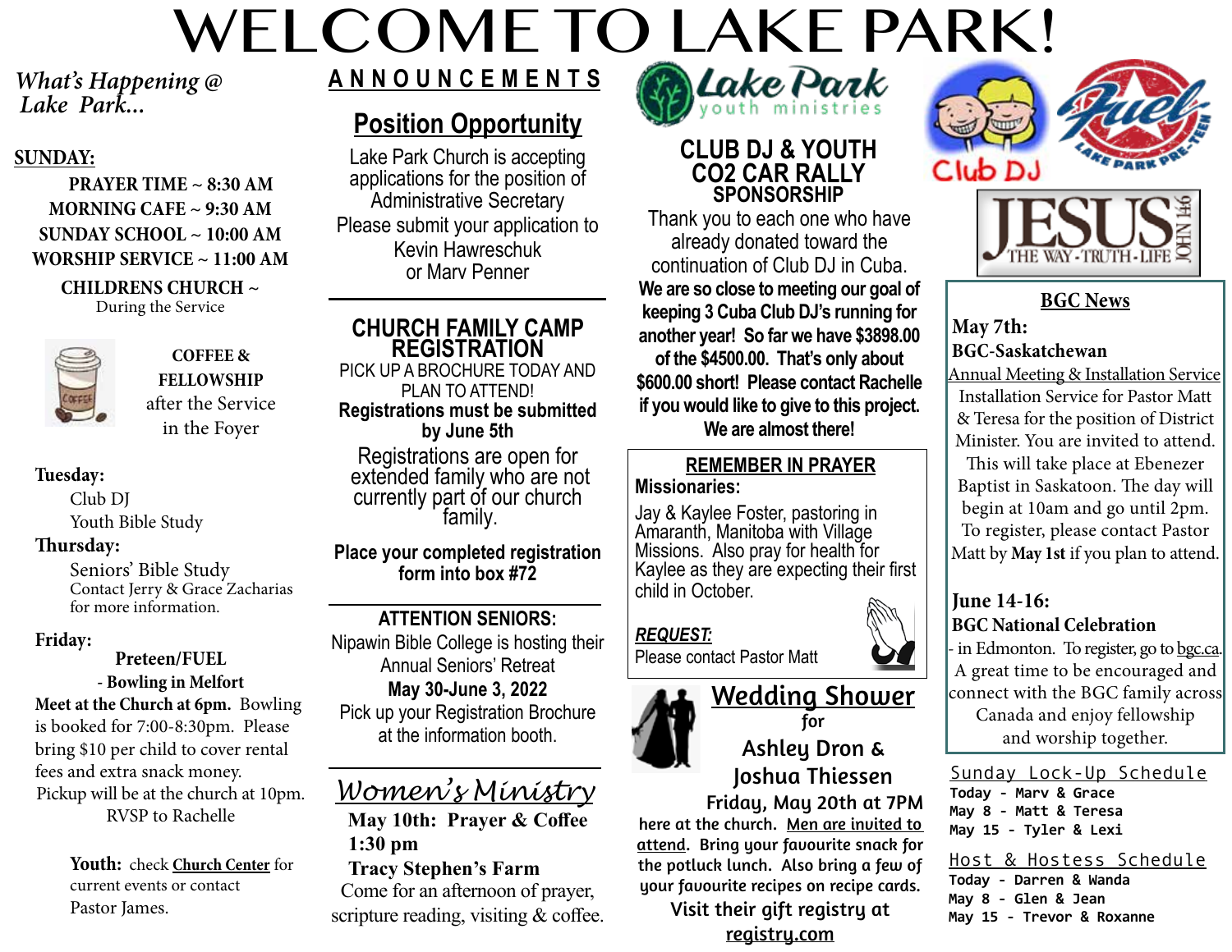# WELCOME TO LAKE PARK!

*What's Happening @ Lake Park...*

**SUNDAY:**

**PRAYER TIME ~ 8:30 AM**
**MORNING CAFE ~ 9:30 AM**
**SUNDAY SCHOOL ~ 10:00 AM**
**WORSHIP SERVICE ~ 11:00 AM**
**CHILDRENS CHURCH ~**
During the Service

**COFFEE & FELLOWSHIP**
after the Service in the Foyer

**Tuesday:**
Club DJ
Youth Bible Study

**Thursday:**
Seniors' Bible Study
Contact Jerry & Grace Zacharias for more information.

**Friday:**
**Preteen/FUEL**
**- Bowling in Melfort**
**Meet at the Church at 6pm.** Bowling is booked for 7:00-8:30pm. Please bring $10 per child to cover rental fees and extra snack money.
Pickup will be at the church at 10pm.
RVSP to Rachelle

**Youth:** check **Church Center** for current events or contact Pastor James.

## ANNOUNCEMENTS

### Position Opportunity

Lake Park Church is accepting applications for the position of Administrative Secretary
Please submit your application to Kevin Hawreschuk or Marv Penner

### CHURCH FAMILY CAMP REGISTRATION

PICK UP A BROCHURE TODAY AND PLAN TO ATTEND!
**Registrations must be submitted by June 5th**
Registrations are open for extended family who are not currently part of our church family.

**Place your completed registration form into box #72**

### ATTENTION SENIORS:

Nipawin Bible College is hosting their Annual Seniors' Retreat
**May 30-June 3, 2022**
Pick up your Registration Brochure at the information booth.

### *Women's Ministry*

**May 10th: Prayer & Coffee**
**1:30 pm**
**Tracy Stephen's Farm**
Come for an afternoon of prayer, scripture reading, visiting & coffee.

Lake Park youth ministries

### CLUB DJ & YOUTH CO2 CAR RALLY SPONSORSHIP

Thank you to each one who have already donated toward the continuation of Club DJ in Cuba. **We are so close to meeting our goal of keeping 3 Cuba Club DJ's running for another year! So far we have $3898.00 of the $4500.00. That's only about $600.00 short! Please contact Rachelle if you would like to give to this project. We are almost there!**

### REMEMBER IN PRAYER

**Missionaries:**
Jay & Kaylee Foster, pastoring in Amaranth, Manitoba with Village Missions. Also pray for health for Kaylee as they are expecting their first child in October.

***REQUEST:***
Please contact Pastor Matt

### Wedding Shower

for
**Ashley Dron & Joshua Thiessen**
**Friday, May 20th at 7PM**
here at the church. Men are invited to attend. Bring your favourite snack for the potluck lunch. Also bring a few of your favourite recipes on recipe cards.
Visit their gift registry at registry.com

Club DJ — Fuel Lake Park Pre-Teen — JESUS THE WAY - TRUTH - LIFE JOHN 14:6

### BGC News

**May 7th:**
**BGC-Saskatchewan**
Annual Meeting & Installation Service
Installation Service for Pastor Matt & Teresa for the position of District Minister. You are invited to attend. This will take place at Ebenezer Baptist in Saskatoon. The day will begin at 10am and go until 2pm. To register, please contact Pastor Matt by **May 1st** if you plan to attend.

**June 14-16:**
**BGC National Celebration**
- in Edmonton. To register, go to bgc.ca.
A great time to be encouraged and connect with the BGC family across Canada and enjoy fellowship and worship together.

### Sunday Lock-Up Schedule

**Today - Marv & Grace**
**May 8 - Matt & Teresa**
**May 15 - Tyler & Lexi**

### Host & Hostess Schedule

**Today - Darren & Wanda**
**May 8 - Glen & Jean**
**May 15 - Trevor & Roxanne**